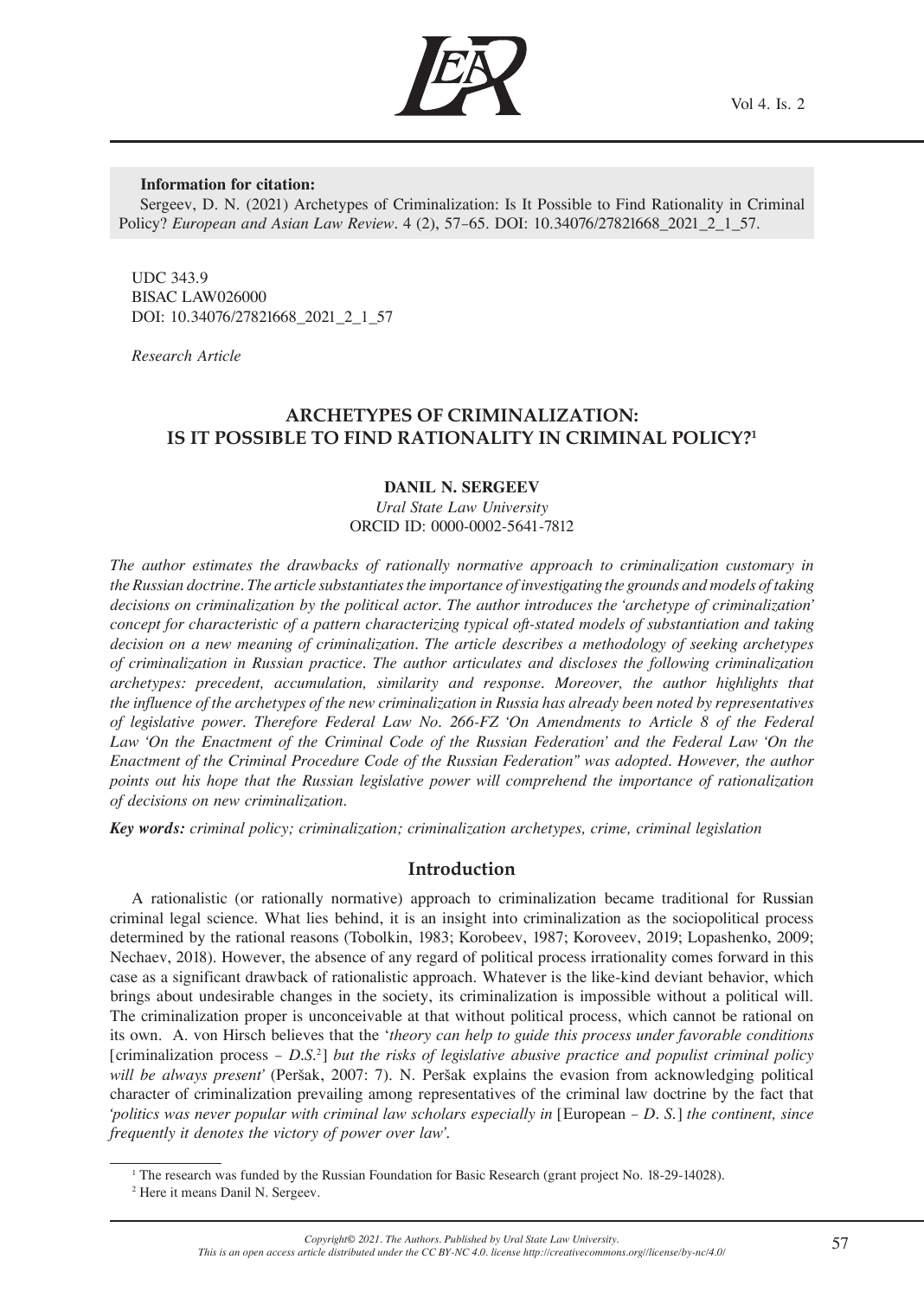**Information for citation:**

Sergeev, D. N. (2021) Archetypes of Criminalization: Is It Possible to Find Rationality in Criminal Policy? *European and Asian Law Review*. 4 (2), 57–65. DOI: 10.34076/27821668_2021_2_1_57.

UDC 343.9
BISAC LAW026000
DOI: 10.34076/27821668_2021_2_1_57

*Research Article*

# ARCHETYPES OF CRIMINALIZATION: IS IT POSSIBLE TO FIND RATIONALITY IN CRIMINAL POLICY?[1]

**DANIL N. SERGEEV**

*Ural State Law University*

ORCID ID: 0000-0002-5641-7812

*The author estimates the drawbacks of rationally normative approach to criminalization customary in the Russian doctrine. The article substantiates the importance of investigating the grounds and models of taking decisions on criminalization by the political actor. The author introduces the 'archetype of criminalization' concept for characteristic of a pattern characterizing typical oft-stated models of substantiation and taking decision on a new meaning of criminalization. The article describes a methodology of seeking archetypes of criminalization in Russian practice. The author articulates and discloses the following criminalization archetypes: precedent, accumulation, similarity and response. Moreover, the author highlights that the influence of the archetypes of the new criminalization in Russia has already been noted by representatives of legislative power. Therefore Federal Law No. 266-FZ 'On Amendments to Article 8 of the Federal Law 'On the Enactment of the Criminal Code of the Russian Federation' and the Federal Law 'On the Enactment of the Criminal Procedure Code of the Russian Federation'' was adopted. However, the author points out his hope that the Russian legislative power will comprehend the importance of rationalization of decisions on new criminalization.*

***Key words:*** *criminal policy; criminalization; criminalization archetypes, crime, criminal legislation*

## Introduction

A rationalistic (or rationally normative) approach to criminalization became traditional for Russian criminal legal science. What lies behind, it is an insight into criminalization as the sociopolitical process determined by the rational reasons (Tobolkin, 1983; Korobeev, 1987; Koroveev, 2019; Lopashenko, 2009; Nechaev, 2018). However, the absence of any regard of political process irrationality comes forward in this case as a significant drawback of rationalistic approach. Whatever is the like-kind deviant behavior, which brings about undesirable changes in the society, its criminalization is impossible without a political will. The criminalization proper is unconceivable at that without political process, which cannot be rational on its own. A. von Hirsch believes that the '*theory can help to guide this process under favorable conditions* [criminalization process – *D.S.*[2]] *but the risks of legislative abusive practice and populist criminal policy will be always present*' (Peršak, 2007: 7). N. Peršak explains the evasion from acknowledging political character of criminalization prevailing among representatives of the criminal law doctrine by the fact that *'politics was never popular with criminal law scholars especially in* [European – *D. S.*] *the continent, since frequently it denotes the victory of power over law'*.

---

[1] The research was funded by the Russian Foundation for Basic Research (grant project No. 18-29-14028).

[2] Here it means Danil N. Sergeev.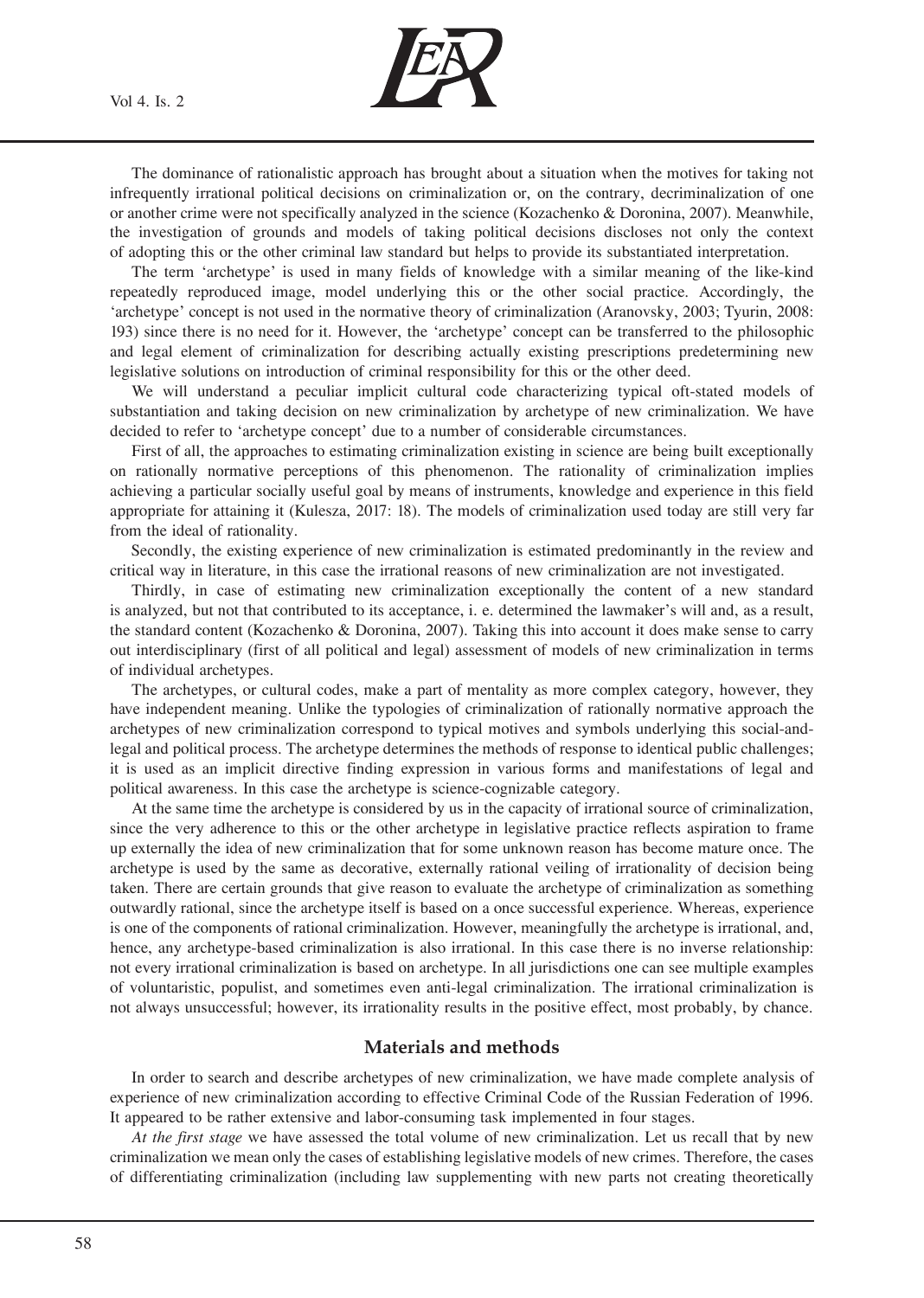The dominance of rationalistic approach has brought about a situation when the motives for taking not infrequently irrational political decisions on criminalization or, on the contrary, decriminalization of one or another crime were not specifically analyzed in the science (Kozachenko & Doronina, 2007). Meanwhile, the investigation of grounds and models of taking political decisions discloses not only the context of adopting this or the other criminal law standard but helps to provide its substantiated interpretation.

The term 'archetype' is used in many fields of knowledge with a similar meaning of the like-kind repeatedly reproduced image, model underlying this or the other social practice. Accordingly, the 'archetype' concept is not used in the normative theory of criminalization (Aranovsky, 2003; Tyurin, 2008: 193) since there is no need for it. However, the 'archetype' concept can be transferred to the philosophic and legal element of criminalization for describing actually existing prescriptions predetermining new legislative solutions on introduction of criminal responsibility for this or the other deed.

We will understand a peculiar implicit cultural code characterizing typical oft-stated models of substantiation and taking decision on new criminalization by archetype of new criminalization. We have decided to refer to 'archetype concept' due to a number of considerable circumstances.

First of all, the approaches to estimating criminalization existing in science are being built exceptionally on rationally normative perceptions of this phenomenon. The rationality of criminalization implies achieving a particular socially useful goal by means of instruments, knowledge and experience in this field appropriate for attaining it (Kulesza, 2017: 18). The models of criminalization used today are still very far from the ideal of rationality.

Secondly, the existing experience of new criminalization is estimated predominantly in the review and critical way in literature, in this case the irrational reasons of new criminalization are not investigated.

Thirdly, in case of estimating new criminalization exceptionally the content of a new standard is analyzed, but not that contributed to its acceptance, i. e. determined the lawmaker's will and, as a result, the standard content (Kozachenko & Doronina, 2007). Taking this into account it does make sense to carry out interdisciplinary (first of all political and legal) assessment of models of new criminalization in terms of individual archetypes.

The archetypes, or cultural codes, make a part of mentality as more complex category, however, they have independent meaning. Unlike the typologies of criminalization of rationally normative approach the archetypes of new criminalization correspond to typical motives and symbols underlying this social-and-legal and political process. The archetype determines the methods of response to identical public challenges; it is used as an implicit directive finding expression in various forms and manifestations of legal and political awareness. In this case the archetype is science-cognizable category.

At the same time the archetype is considered by us in the capacity of irrational source of criminalization, since the very adherence to this or the other archetype in legislative practice reflects aspiration to frame up externally the idea of new criminalization that for some unknown reason has become mature once. The archetype is used by the same as decorative, externally rational veiling of irrationality of decision being taken. There are certain grounds that give reason to evaluate the archetype of criminalization as something outwardly rational, since the archetype itself is based on a once successful experience. Whereas, experience is one of the components of rational criminalization. However, meaningfully the archetype is irrational, and, hence, any archetype-based criminalization is also irrational. In this case there is no inverse relationship: not every irrational criminalization is based on archetype. In all jurisdictions one can see multiple examples of voluntaristic, populist, and sometimes even anti-legal criminalization. The irrational criminalization is not always unsuccessful; however, its irrationality results in the positive effect, most probably, by chance.

## Materials and methods

In order to search and describe archetypes of new criminalization, we have made complete analysis of experience of new criminalization according to effective Criminal Code of the Russian Federation of 1996. It appeared to be rather extensive and labor-consuming task implemented in four stages.

*At the first stage* we have assessed the total volume of new criminalization. Let us recall that by new criminalization we mean only the cases of establishing legislative models of new crimes. Therefore, the cases of differentiating criminalization (including law supplementing with new parts not creating theoretically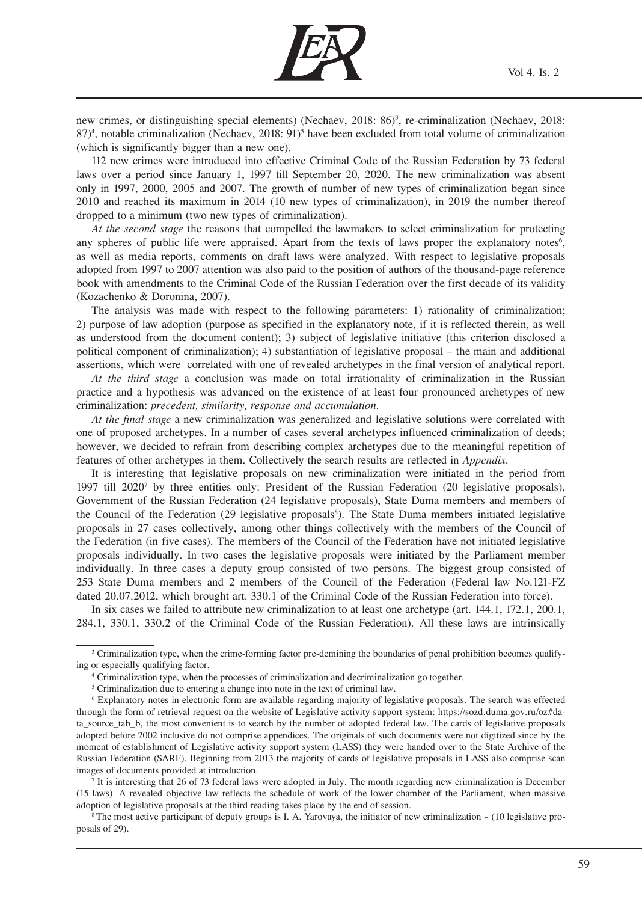new crimes, or distinguishing special elements) (Nechaev, 2018: 86)[3], re-criminalization (Nechaev, 2018: 87)[4], notable criminalization (Nechaev, 2018: 91)[5] have been excluded from total volume of criminalization (which is significantly bigger than a new one).

112 new crimes were introduced into effective Criminal Code of the Russian Federation by 73 federal laws over a period since January 1, 1997 till September 20, 2020. The new criminalization was absent only in 1997, 2000, 2005 and 2007. The growth of number of new types of criminalization began since 2010 and reached its maximum in 2014 (10 new types of criminalization), in 2019 the number thereof dropped to a minimum (two new types of criminalization).

*At the second stage* the reasons that compelled the lawmakers to select criminalization for protecting any spheres of public life were appraised. Apart from the texts of laws proper the explanatory notes[6], as well as media reports, comments on draft laws were analyzed. With respect to legislative proposals adopted from 1997 to 2007 attention was also paid to the position of authors of the thousand-page reference book with amendments to the Criminal Code of the Russian Federation over the first decade of its validity (Kozachenko & Doronina, 2007).

The analysis was made with respect to the following parameters: 1) rationality of criminalization; 2) purpose of law adoption (purpose as specified in the explanatory note, if it is reflected therein, as well as understood from the document content); 3) subject of legislative initiative (this criterion disclosed a political component of criminalization); 4) substantiation of legislative proposal – the main and additional assertions, which were correlated with one of revealed archetypes in the final version of analytical report.

*At the third stage* a conclusion was made on total irrationality of criminalization in the Russian practice and a hypothesis was advanced on the existence of at least four pronounced archetypes of new criminalization: *precedent, similarity, response and accumulation*.

*At the final stage* a new criminalization was generalized and legislative solutions were correlated with one of proposed archetypes. In a number of cases several archetypes influenced criminalization of deeds; however, we decided to refrain from describing complex archetypes due to the meaningful repetition of features of other archetypes in them. Collectively the search results are reflected in *Appendix*.

It is interesting that legislative proposals on new criminalization were initiated in the period from 1997 till 2020[7] by three entities only: President of the Russian Federation (20 legislative proposals), Government of the Russian Federation (24 legislative proposals), State Duma members and members of the Council of the Federation (29 legislative proposals[8]). The State Duma members initiated legislative proposals in 27 cases collectively, among other things collectively with the members of the Council of the Federation (in five cases). The members of the Council of the Federation have not initiated legislative proposals individually. In two cases the legislative proposals were initiated by the Parliament member individually. In three cases a deputy group consisted of two persons. The biggest group consisted of 253 State Duma members and 2 members of the Council of the Federation (Federal law No.121-FZ dated 20.07.2012, which brought art. 330.1 of the Criminal Code of the Russian Federation into force).

In six cases we failed to attribute new criminalization to at least one archetype (art. 144.1, 172.1, 200.1, 284.1, 330.1, 330.2 of the Criminal Code of the Russian Federation). All these laws are intrinsically

---

[3] Criminalization type, when the crime-forming factor pre-demining the boundaries of penal prohibition becomes qualifying or especially qualifying factor.

[4] Criminalization type, when the processes of criminalization and decriminalization go together.

[5] Criminalization due to entering a change into note in the text of criminal law.

[6] Explanatory notes in electronic form are available regarding majority of legislative proposals. The search was effected through the form of retrieval request on the website of Legislative activity support system: https://sozd.duma.gov.ru/oz#data_source_tab_b, the most convenient is to search by the number of adopted federal law. The cards of legislative proposals adopted before 2002 inclusive do not comprise appendices. The originals of such documents were not digitized since by the moment of establishment of Legislative activity support system (LASS) they were handed over to the State Archive of the Russian Federation (SARF). Beginning from 2013 the majority of cards of legislative proposals in LASS also comprise scan images of documents provided at introduction.

[7] It is interesting that 26 of 73 federal laws were adopted in July. The month regarding new criminalization is December (15 laws). A revealed objective law reflects the schedule of work of the lower chamber of the Parliament, when massive adoption of legislative proposals at the third reading takes place by the end of session.

[8] The most active participant of deputy groups is I. A. Yarovaya, the initiator of new criminalization – (10 legislative proposals of 29).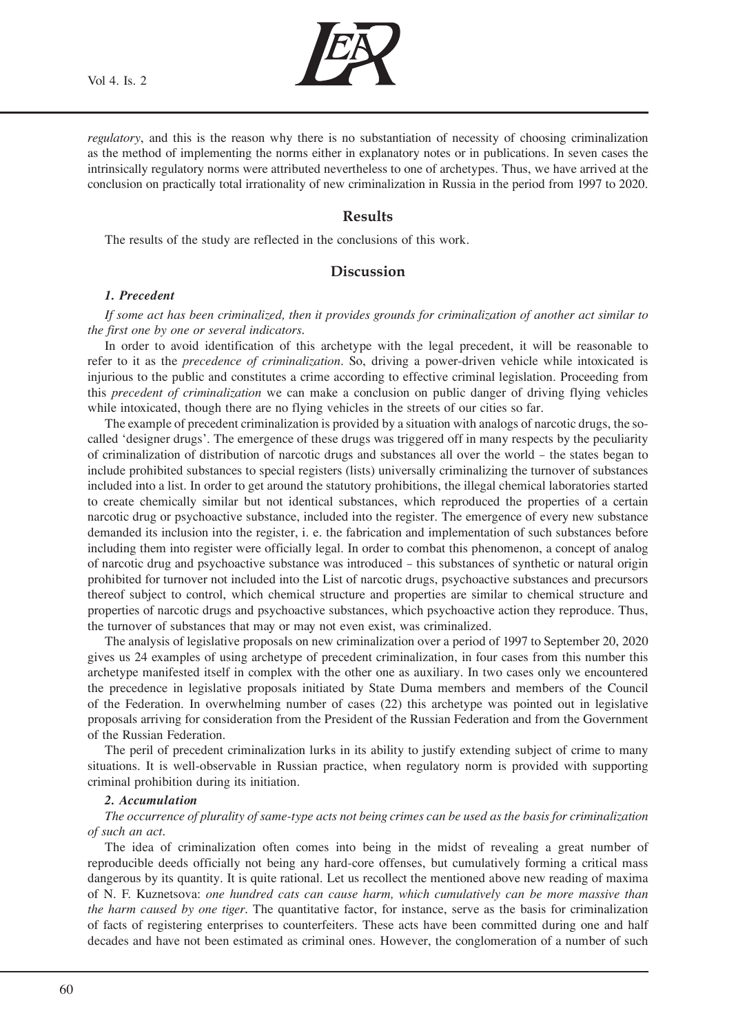*regulatory*, and this is the reason why there is no substantiation of necessity of choosing criminalization as the method of implementing the norms either in explanatory notes or in publications. In seven cases the intrinsically regulatory norms were attributed nevertheless to one of archetypes. Thus, we have arrived at the conclusion on practically total irrationality of new criminalization in Russia in the period from 1997 to 2020.

## Results

The results of the study are reflected in the conclusions of this work.

## Discussion

### *1. Precedent*

*If some act has been criminalized, then it provides grounds for criminalization of another act similar to the first one by one or several indicators.*

In order to avoid identification of this archetype with the legal precedent, it will be reasonable to refer to it as the *precedence of criminalization*. So, driving a power-driven vehicle while intoxicated is injurious to the public and constitutes a crime according to effective criminal legislation. Proceeding from this *precedent of criminalization* we can make a conclusion on public danger of driving flying vehicles while intoxicated, though there are no flying vehicles in the streets of our cities so far.

The example of precedent criminalization is provided by a situation with analogs of narcotic drugs, the so-called 'designer drugs'. The emergence of these drugs was triggered off in many respects by the peculiarity of criminalization of distribution of narcotic drugs and substances all over the world – the states began to include prohibited substances to special registers (lists) universally criminalizing the turnover of substances included into a list. In order to get around the statutory prohibitions, the illegal chemical laboratories started to create chemically similar but not identical substances, which reproduced the properties of a certain narcotic drug or psychoactive substance, included into the register. The emergence of every new substance demanded its inclusion into the register, i. e. the fabrication and implementation of such substances before including them into register were officially legal. In order to combat this phenomenon, a concept of analog of narcotic drug and psychoactive substance was introduced – this substances of synthetic or natural origin prohibited for turnover not included into the List of narcotic drugs, psychoactive substances and precursors thereof subject to control, which chemical structure and properties are similar to chemical structure and properties of narcotic drugs and psychoactive substances, which psychoactive action they reproduce. Thus, the turnover of substances that may or may not even exist, was criminalized.

The analysis of legislative proposals on new criminalization over a period of 1997 to September 20, 2020 gives us 24 examples of using archetype of precedent criminalization, in four cases from this number this archetype manifested itself in complex with the other one as auxiliary. In two cases only we encountered the precedence in legislative proposals initiated by State Duma members and members of the Council of the Federation. In overwhelming number of cases (22) this archetype was pointed out in legislative proposals arriving for consideration from the President of the Russian Federation and from the Government of the Russian Federation.

The peril of precedent criminalization lurks in its ability to justify extending subject of crime to many situations. It is well-observable in Russian practice, when regulatory norm is provided with supporting criminal prohibition during its initiation.

### *2. Accumulation*

*The occurrence of plurality of same-type acts not being crimes can be used as the basis for criminalization of such an act.*

The idea of criminalization often comes into being in the midst of revealing a great number of reproducible deeds officially not being any hard-core offenses, but cumulatively forming a critical mass dangerous by its quantity. It is quite rational. Let us recollect the mentioned above new reading of maxima of N. F. Kuznetsova: *one hundred cats can cause harm, which cumulatively can be more massive than the harm caused by one tiger*. The quantitative factor, for instance, serve as the basis for criminalization of facts of registering enterprises to counterfeiters. These acts have been committed during one and half decades and have not been estimated as criminal ones. However, the conglomeration of a number of such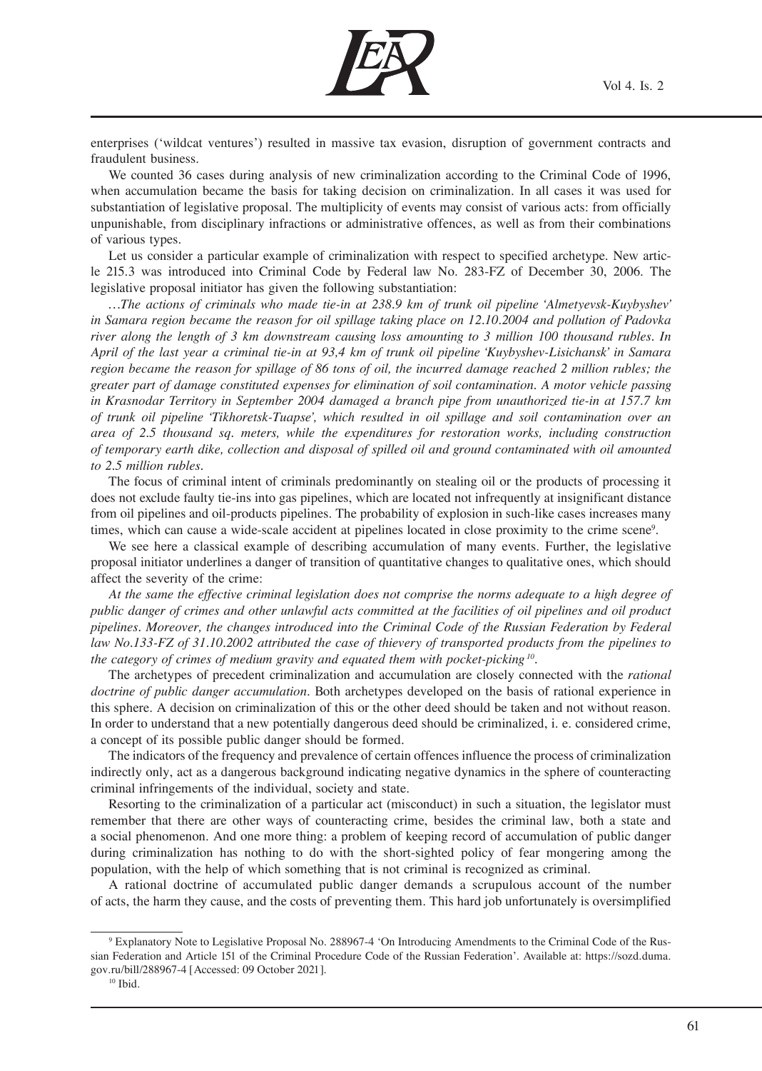enterprises ('wildcat ventures') resulted in massive tax evasion, disruption of government contracts and fraudulent business.

We counted 36 cases during analysis of new criminalization according to the Criminal Code of 1996, when accumulation became the basis for taking decision on criminalization. In all cases it was used for substantiation of legislative proposal. The multiplicity of events may consist of various acts: from officially unpunishable, from disciplinary infractions or administrative offences, as well as from their combinations of various types.

Let us consider a particular example of criminalization with respect to specified archetype. New article 215.3 was introduced into Criminal Code by Federal law No. 283-FZ of December 30, 2006. The legislative proposal initiator has given the following substantiation:

*…The actions of criminals who made tie-in at 238.9 km of trunk oil pipeline 'Almetyevsk-Kuybyshev' in Samara region became the reason for oil spillage taking place on 12.10.2004 and pollution of Padovka river along the length of 3 km downstream causing loss amounting to 3 million 100 thousand rubles. In April of the last year a criminal tie-in at 93,4 km of trunk oil pipeline 'Kuybyshev-Lisichansk' in Samara region became the reason for spillage of 86 tons of oil, the incurred damage reached 2 million rubles; the greater part of damage constituted expenses for elimination of soil contamination. A motor vehicle passing in Krasnodar Territory in September 2004 damaged a branch pipe from unauthorized tie-in at 157.7 km of trunk oil pipeline 'Tikhoretsk-Tuapse', which resulted in oil spillage and soil contamination over an area of 2.5 thousand sq. meters, while the expenditures for restoration works, including construction of temporary earth dike, collection and disposal of spilled oil and ground contaminated with oil amounted to 2.5 million rubles.*

The focus of criminal intent of criminals predominantly on stealing oil or the products of processing it does not exclude faulty tie-ins into gas pipelines, which are located not infrequently at insignificant distance from oil pipelines and oil-products pipelines. The probability of explosion in such-like cases increases many times, which can cause a wide-scale accident at pipelines located in close proximity to the crime scene[9].

We see here a classical example of describing accumulation of many events. Further, the legislative proposal initiator underlines a danger of transition of quantitative changes to qualitative ones, which should affect the severity of the crime:

*At the same the effective criminal legislation does not comprise the norms adequate to a high degree of public danger of crimes and other unlawful acts committed at the facilities of oil pipelines and oil product pipelines. Moreover, the changes introduced into the Criminal Code of the Russian Federation by Federal law No.133-FZ of 31.10.2002 attributed the case of thievery of transported products from the pipelines to the category of crimes of medium gravity and equated them with pocket-picking*[10].

The archetypes of precedent criminalization and accumulation are closely connected with the *rational doctrine of public danger accumulation*. Both archetypes developed on the basis of rational experience in this sphere. A decision on criminalization of this or the other deed should be taken and not without reason. In order to understand that a new potentially dangerous deed should be criminalized, i. e. considered crime, a concept of its possible public danger should be formed.

The indicators of the frequency and prevalence of certain offences influence the process of criminalization indirectly only, act as a dangerous background indicating negative dynamics in the sphere of counteracting criminal infringements of the individual, society and state.

Resorting to the criminalization of a particular act (misconduct) in such a situation, the legislator must remember that there are other ways of counteracting crime, besides the criminal law, both a state and a social phenomenon. And one more thing: a problem of keeping record of accumulation of public danger during criminalization has nothing to do with the short-sighted policy of fear mongering among the population, with the help of which something that is not criminal is recognized as criminal.

A rational doctrine of accumulated public danger demands a scrupulous account of the number of acts, the harm they cause, and the costs of preventing them. This hard job unfortunately is oversimplified

---

[9] Explanatory Note to Legislative Proposal No. 288967-4 'On Introducing Amendments to the Criminal Code of the Russian Federation and Article 151 of the Criminal Procedure Code of the Russian Federation'. Available at: https://sozd.duma.gov.ru/bill/288967-4 [Accessed: 09 October 2021].

[10] Ibid.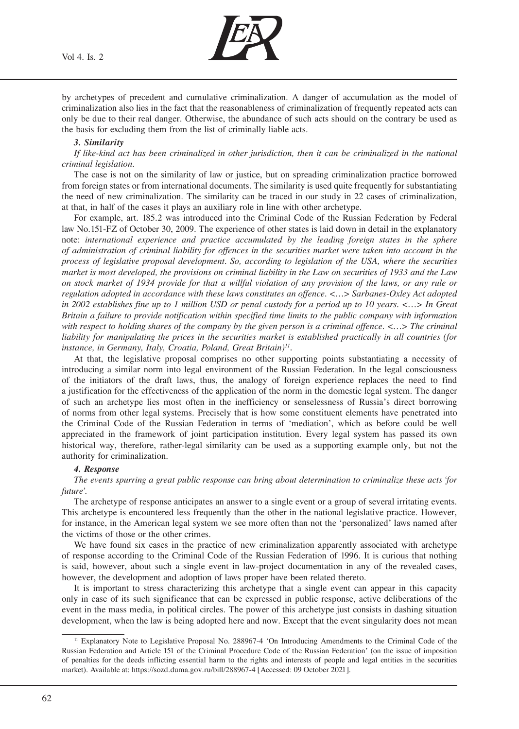by archetypes of precedent and cumulative criminalization. A danger of accumulation as the model of criminalization also lies in the fact that the reasonableness of criminalization of frequently repeated acts can only be due to their real danger. Otherwise, the abundance of such acts should on the contrary be used as the basis for excluding them from the list of criminally liable acts.

***3. Similarity***

*If like-kind act has been criminalized in other jurisdiction, then it can be criminalized in the national criminal legislation.*

The case is not on the similarity of law or justice, but on spreading criminalization practice borrowed from foreign states or from international documents. The similarity is used quite frequently for substantiating the need of new criminalization. The similarity can be traced in our study in 22 cases of criminalization, at that, in half of the cases it plays an auxiliary role in line with other archetype.

For example, art. 185.2 was introduced into the Criminal Code of the Russian Federation by Federal law No.151-FZ of October 30, 2009. The experience of other states is laid down in detail in the explanatory note: *international experience and practice accumulated by the leading foreign states in the sphere of administration of criminal liability for offences in the securities market were taken into account in the process of legislative proposal development. So, according to legislation of the USA, where the securities market is most developed, the provisions on criminal liability in the Law on securities of 1933 and the Law on stock market of 1934 provide for that a willful violation of any provision of the laws, or any rule or regulation adopted in accordance with these laws constitutes an offence. <…> Sarbanes-Oxley Act adopted in 2002 establishes fine up to 1 million USD or penal custody for a period up to 10 years. <…> In Great Britain a failure to provide notification within specified time limits to the public company with information with respect to holding shares of the company by the given person is a criminal offence. <…> The criminal liability for manipulating the prices in the securities market is established practically in all countries (for instance, in Germany, Italy, Croatia, Poland, Great Britain)*[11].

At that, the legislative proposal comprises no other supporting points substantiating a necessity of introducing a similar norm into legal environment of the Russian Federation. In the legal consciousness of the initiators of the draft laws, thus, the analogy of foreign experience replaces the need to find a justification for the effectiveness of the application of the norm in the domestic legal system. The danger of such an archetype lies most often in the inefficiency or senselessness of Russia's direct borrowing of norms from other legal systems. Precisely that is how some constituent elements have penetrated into the Criminal Code of the Russian Federation in terms of 'mediation', which as before could be well appreciated in the framework of joint participation institution. Every legal system has passed its own historical way, therefore, rather-legal similarity can be used as a supporting example only, but not the authority for criminalization.

***4. Response***

*The events spurring a great public response can bring about determination to criminalize these acts 'for future'.*

The archetype of response anticipates an answer to a single event or a group of several irritating events. This archetype is encountered less frequently than the other in the national legislative practice. However, for instance, in the American legal system we see more often than not the 'personalized' laws named after the victims of those or the other crimes.

We have found six cases in the practice of new criminalization apparently associated with archetype of response according to the Criminal Code of the Russian Federation of 1996. It is curious that nothing is said, however, about such a single event in law-project documentation in any of the revealed cases, however, the development and adoption of laws proper have been related thereto.

It is important to stress characterizing this archetype that a single event can appear in this capacity only in case of its such significance that can be expressed in public response, active deliberations of the event in the mass media, in political circles. The power of this archetype just consists in dashing situation development, when the law is being adopted here and now. Except that the event singularity does not mean

---

[11] Explanatory Note to Legislative Proposal No. 288967-4 'On Introducing Amendments to the Criminal Code of the Russian Federation and Article 151 of the Criminal Procedure Code of the Russian Federation' (on the issue of imposition of penalties for the deeds inflicting essential harm to the rights and interests of people and legal entities in the securities market). Available at: https://sozd.duma.gov.ru/bill/288967-4 [Accessed: 09 October 2021].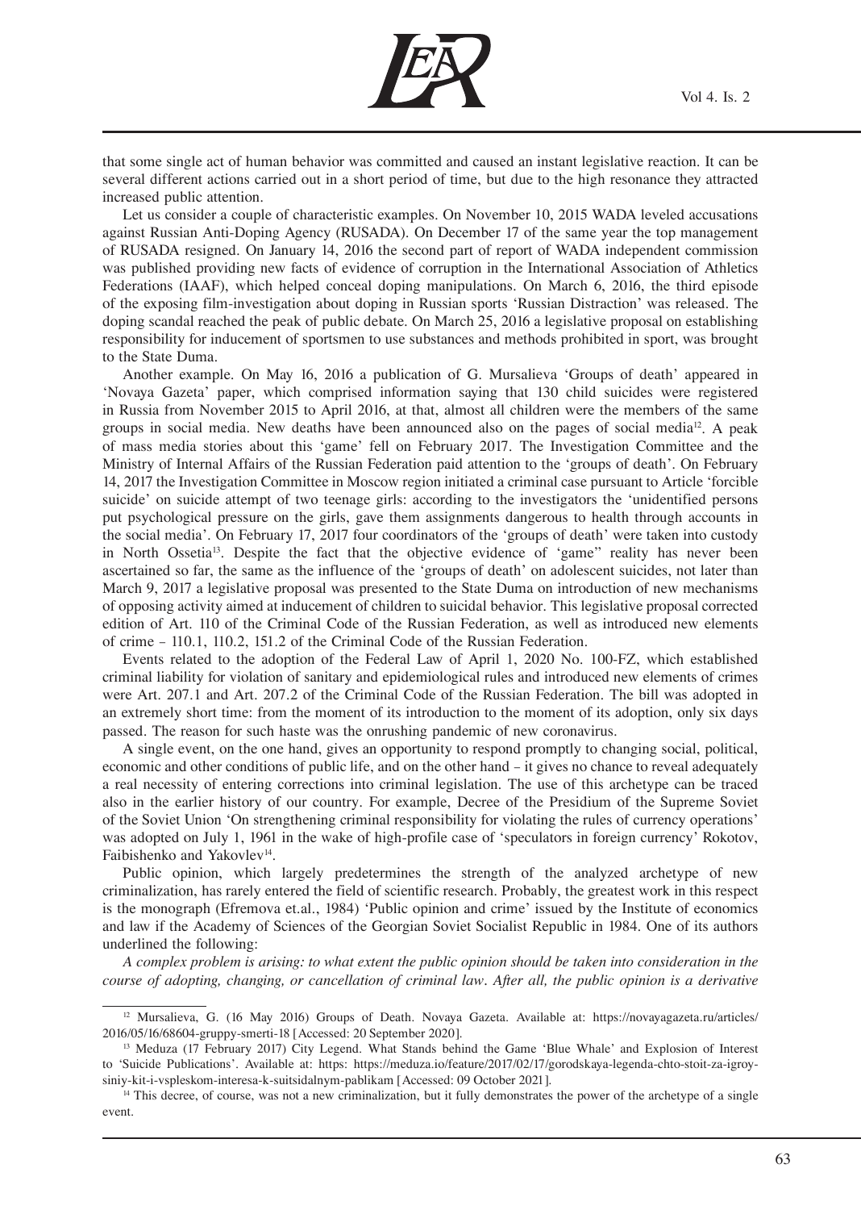that some single act of human behavior was committed and caused an instant legislative reaction. It can be several different actions carried out in a short period of time, but due to the high resonance they attracted increased public attention.

Let us consider a couple of characteristic examples. On November 10, 2015 WADA leveled accusations against Russian Anti-Doping Agency (RUSADA). On December 17 of the same year the top management of RUSADA resigned. On January 14, 2016 the second part of report of WADA independent commission was published providing new facts of evidence of corruption in the International Association of Athletics Federations (IAAF), which helped conceal doping manipulations. On March 6, 2016, the third episode of the exposing film-investigation about doping in Russian sports 'Russian Distraction' was released. The doping scandal reached the peak of public debate. On March 25, 2016 a legislative proposal on establishing responsibility for inducement of sportsmen to use substances and methods prohibited in sport, was brought to the State Duma.

Another example. On May 16, 2016 a publication of G. Mursalieva 'Groups of death' appeared in 'Novaya Gazeta' paper, which comprised information saying that 130 child suicides were registered in Russia from November 2015 to April 2016, at that, almost all children were the members of the same groups in social media. New deaths have been announced also on the pages of social media[12]. A peak of mass media stories about this 'game' fell on February 2017. The Investigation Committee and the Ministry of Internal Affairs of the Russian Federation paid attention to the 'groups of death'. On February 14, 2017 the Investigation Committee in Moscow region initiated a criminal case pursuant to Article 'forcible suicide' on suicide attempt of two teenage girls: according to the investigators the 'unidentified persons put psychological pressure on the girls, gave them assignments dangerous to health through accounts in the social media'. On February 17, 2017 four coordinators of the 'groups of death' were taken into custody in North Ossetia[13]. Despite the fact that the objective evidence of 'game" reality has never been ascertained so far, the same as the influence of the 'groups of death' on adolescent suicides, not later than March 9, 2017 a legislative proposal was presented to the State Duma on introduction of new mechanisms of opposing activity aimed at inducement of children to suicidal behavior. This legislative proposal corrected edition of Art. 110 of the Criminal Code of the Russian Federation, as well as introduced new elements of crime – 110.1, 110.2, 151.2 of the Criminal Code of the Russian Federation.

Events related to the adoption of the Federal Law of April 1, 2020 No. 100-FZ, which established criminal liability for violation of sanitary and epidemiological rules and introduced new elements of crimes were Art. 207.1 and Art. 207.2 of the Criminal Code of the Russian Federation. The bill was adopted in an extremely short time: from the moment of its introduction to the moment of its adoption, only six days passed. The reason for such haste was the onrushing pandemic of new coronavirus.

A single event, on the one hand, gives an opportunity to respond promptly to changing social, political, economic and other conditions of public life, and on the other hand – it gives no chance to reveal adequately a real necessity of entering corrections into criminal legislation. The use of this archetype can be traced also in the earlier history of our country. For example, Decree of the Presidium of the Supreme Soviet of the Soviet Union 'On strengthening criminal responsibility for violating the rules of currency operations' was adopted on July 1, 1961 in the wake of high-profile case of 'speculators in foreign currency' Rokotov, Faibishenko and Yakovlev[14].

Public opinion, which largely predetermines the strength of the analyzed archetype of new criminalization, has rarely entered the field of scientific research. Probably, the greatest work in this respect is the monograph (Efremova et.al., 1984) 'Public opinion and crime' issued by the Institute of economics and law if the Academy of Sciences of the Georgian Soviet Socialist Republic in 1984. One of its authors underlined the following:

*A complex problem is arising: to what extent the public opinion should be taken into consideration in the course of adopting, changing, or cancellation of criminal law. After all, the public opinion is a derivative*

---

[12] Mursalieva, G. (16 May 2016) Groups of Death. Novaya Gazeta. Available at: https://novayagazeta.ru/articles/2016/05/16/68604-gruppy-smerti-18 [Accessed: 20 September 2020].

[13] Meduza (17 February 2017) City Legend. What Stands behind the Game 'Blue Whale' and Explosion of Interest to 'Suicide Publications'. Available at: https: https://meduza.io/feature/2017/02/17/gorodskaya-legenda-chto-stoit-za-igroy-siniy-kit-i-vspleskom-interesa-k-suitsidalnym-pablikam [Accessed: 09 October 2021].

[14] This decree, of course, was not a new criminalization, but it fully demonstrates the power of the archetype of a single event.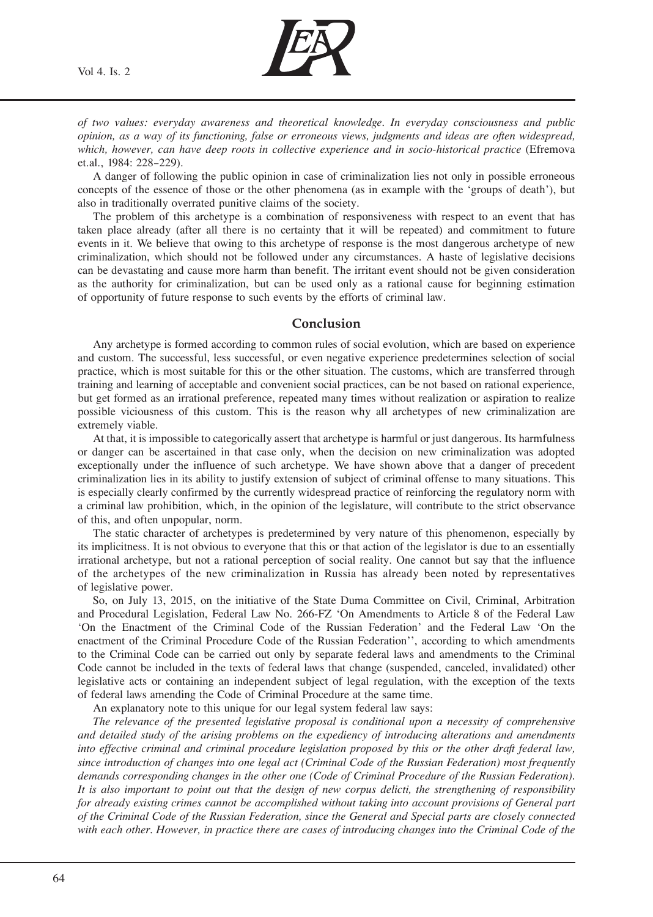*of two values: everyday awareness and theoretical knowledge. In everyday consciousness and public opinion, as a way of its functioning, false or erroneous views, judgments and ideas are often widespread, which, however, can have deep roots in collective experience and in socio-historical practice* (Efremova et.al., 1984: 228–229).

A danger of following the public opinion in case of criminalization lies not only in possible erroneous concepts of the essence of those or the other phenomena (as in example with the 'groups of death'), but also in traditionally overrated punitive claims of the society.

The problem of this archetype is a combination of responsiveness with respect to an event that has taken place already (after all there is no certainty that it will be repeated) and commitment to future events in it. We believe that owing to this archetype of response is the most dangerous archetype of new criminalization, which should not be followed under any circumstances. A haste of legislative decisions can be devastating and cause more harm than benefit. The irritant event should not be given consideration as the authority for criminalization, but can be used only as a rational cause for beginning estimation of opportunity of future response to such events by the efforts of criminal law.

## Conclusion

Any archetype is formed according to common rules of social evolution, which are based on experience and custom. The successful, less successful, or even negative experience predetermines selection of social practice, which is most suitable for this or the other situation. The customs, which are transferred through training and learning of acceptable and convenient social practices, can be not based on rational experience, but get formed as an irrational preference, repeated many times without realization or aspiration to realize possible viciousness of this custom. This is the reason why all archetypes of new criminalization are extremely viable.

At that, it is impossible to categorically assert that archetype is harmful or just dangerous. Its harmfulness or danger can be ascertained in that case only, when the decision on new criminalization was adopted exceptionally under the influence of such archetype. We have shown above that a danger of precedent criminalization lies in its ability to justify extension of subject of criminal offense to many situations. This is especially clearly confirmed by the currently widespread practice of reinforcing the regulatory norm with a criminal law prohibition, which, in the opinion of the legislature, will contribute to the strict observance of this, and often unpopular, norm.

The static character of archetypes is predetermined by very nature of this phenomenon, especially by its implicitness. It is not obvious to everyone that this or that action of the legislator is due to an essentially irrational archetype, but not a rational perception of social reality. One cannot but say that the influence of the archetypes of the new criminalization in Russia has already been noted by representatives of legislative power.

So, on July 13, 2015, on the initiative of the State Duma Committee on Civil, Criminal, Arbitration and Procedural Legislation, Federal Law No. 266-FZ 'On Amendments to Article 8 of the Federal Law 'On the Enactment of the Criminal Code of the Russian Federation' and the Federal Law 'On the enactment of the Criminal Procedure Code of the Russian Federation'', according to which amendments to the Criminal Code can be carried out only by separate federal laws and amendments to the Criminal Code cannot be included in the texts of federal laws that change (suspended, canceled, invalidated) other legislative acts or containing an independent subject of legal regulation, with the exception of the texts of federal laws amending the Code of Criminal Procedure at the same time.

An explanatory note to this unique for our legal system federal law says:

*The relevance of the presented legislative proposal is conditional upon a necessity of comprehensive and detailed study of the arising problems on the expediency of introducing alterations and amendments into effective criminal and criminal procedure legislation proposed by this or the other draft federal law, since introduction of changes into one legal act (Criminal Code of the Russian Federation) most frequently demands corresponding changes in the other one (Code of Criminal Procedure of the Russian Federation). It is also important to point out that the design of new corpus delicti, the strengthening of responsibility for already existing crimes cannot be accomplished without taking into account provisions of General part of the Criminal Code of the Russian Federation, since the General and Special parts are closely connected with each other. However, in practice there are cases of introducing changes into the Criminal Code of the*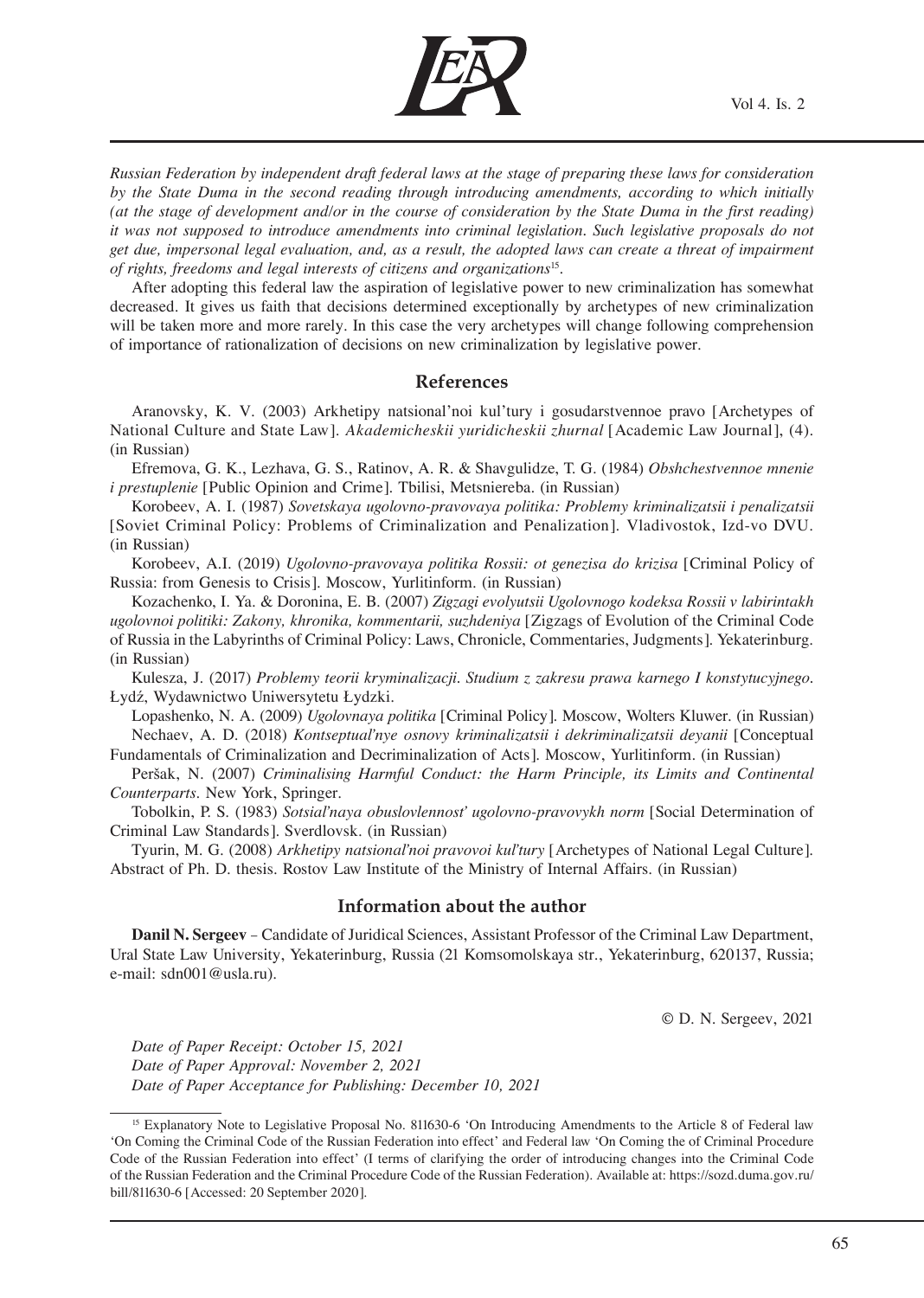*Russian Federation by independent draft federal laws at the stage of preparing these laws for consideration by the State Duma in the second reading through introducing amendments, according to which initially (at the stage of development and/or in the course of consideration by the State Duma in the first reading) it was not supposed to introduce amendments into criminal legislation. Such legislative proposals do not get due, impersonal legal evaluation, and, as a result, the adopted laws can create a threat of impairment of rights, freedoms and legal interests of citizens and organizations*[15].

After adopting this federal law the aspiration of legislative power to new criminalization has somewhat decreased. It gives us faith that decisions determined exceptionally by archetypes of new criminalization will be taken more and more rarely. In this case the very archetypes will change following comprehension of importance of rationalization of decisions on new criminalization by legislative power.

## References

Aranovsky, K. V. (2003) Arkhetipy natsional'noi kul'tury i gosudarstvennoe pravo [Archetypes of National Culture and State Law]. *Akademicheskii yuridicheskii zhurnal* [Academic Law Journal], (4). (in Russian)

Efremova, G. K., Lezhava, G. S., Ratinov, A. R. & Shavgulidze, T. G. (1984) *Obshchestvennoe mnenie i prestuplenie* [Public Opinion and Crime]. Tbilisi, Metsniereba. (in Russian)

Korobeev, A. I. (1987) *Sovetskaya ugolovno-pravovaya politika: Problemy kriminalizatsii i penalizatsii* [Soviet Criminal Policy: Problems of Criminalization and Penalization]. Vladivostok, Izd-vo DVU. (in Russian)

Korobeev, A.I. (2019) *Ugolovno-pravovaya politika Rossii: ot genezisa do krizisa* [Criminal Policy of Russia: from Genesis to Crisis]. Moscow, Yurlitinform. (in Russian)

Kozachenko, I. Ya. & Doronina, E. B. (2007) *Zigzagi evolyutsii Ugolovnogo kodeksa Rossii v labirintakh ugolovnoi politiki: Zakony, khronika, kommentarii, suzhdeniya* [Zigzags of Evolution of the Criminal Code of Russia in the Labyrinths of Criminal Policy: Laws, Chronicle, Commentaries, Judgments]. Yekaterinburg. (in Russian)

Kulesza, J. (2017) *Problemy teorii kryminalizacji. Studium z zakresu prawa karnego I konstytucyjnego*. Łydź, Wydawnictwo Uniwersytetu Łydzki.

Lopashenko, N. A. (2009) *Ugolovnaya politika* [Criminal Policy]. Moscow, Wolters Kluwer. (in Russian)

Nechaev, A. D. (2018) *Kontseptual'nye osnovy kriminalizatsii i dekriminalizatsii deyanii* [Conceptual Fundamentals of Criminalization and Decriminalization of Acts]. Moscow, Yurlitinform. (in Russian)

Peršak, N. (2007) *Criminalising Harmful Conduct: the Harm Principle, its Limits and Continental Counterparts*. New York, Springer.

Tobolkin, P. S. (1983) *Sotsial'naya obuslovlennost' ugolovno-pravovykh norm* [Social Determination of Criminal Law Standards]. Sverdlovsk. (in Russian)

Tyurin, M. G. (2008) *Arkhetipy natsional'noi pravovoi kul'tury* [Archetypes of National Legal Culture]. Abstract of Ph. D. thesis. Rostov Law Institute of the Ministry of Internal Affairs. (in Russian)

## Information about the author

**Danil N. Sergeev** – Candidate of Juridical Sciences, Assistant Professor of the Criminal Law Department, Ural State Law University, Yekaterinburg, Russia (21 Komsomolskaya str., Yekaterinburg, 620137, Russia; e-mail: sdn001@usla.ru).

© D. N. Sergeev, 2021

*Date of Paper Receipt: October 15, 2021*
*Date of Paper Approval: November 2, 2021*
*Date of Paper Acceptance for Publishing: December 10, 2021*

---

[15] Explanatory Note to Legislative Proposal No. 811630-6 'On Introducing Amendments to the Article 8 of Federal law 'On Coming the Criminal Code of the Russian Federation into effect' and Federal law 'On Coming the of Criminal Procedure Code of the Russian Federation into effect' (I terms of clarifying the order of introducing changes into the Criminal Code of the Russian Federation and the Criminal Procedure Code of the Russian Federation). Available at: https://sozd.duma.gov.ru/bill/811630-6 [Accessed: 20 September 2020].